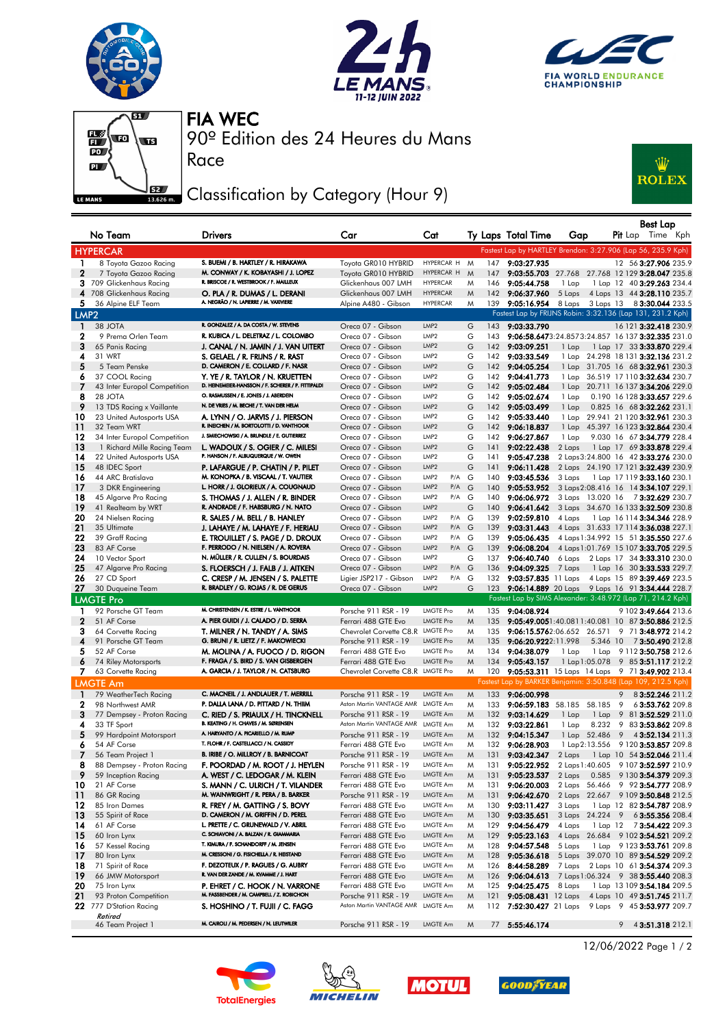# FIA WEC

90º Edition des 24 Heures du Mans

Race

## Classification by Category (Hour 9)

| No | Team | Drivers | Car | Cat | Ty | Laps | Total Time | Gap | | Pit | Best Lap Lap | Best Lap Time | Kph |
|---|---|---|---|---|---|---|---|---|---|---|---|---|---|
| **HYPERCAR** | | | | | | | | Fastest Lap by HARTLEY Brendon: 3:27.906 (Lap 56, 235.9 Kph) | | | | | |
| 1 | 8 Toyota Gazoo Racing | S. BUEMI / B. HARTLEY / R. HIRAKAWA | Toyota GR010 HYBRID | HYPERCAR H | M | 147 | 9:03:27.935 | | | 12 | 56 | 3:27.906 | 235.9 |
| 2 | 7 Toyota Gazoo Racing | M. CONWAY / K. KOBAYASHI / J. LOPEZ | Toyota GR010 HYBRID | HYPERCAR H | M | 147 | 9:03:55.703 | 27.768 | 27.768 | 12 | 129 | 3:28.047 | 235.8 |
| 3 | 709 Glickenhaus Racing | R. BRISCOE / R. WESTBROOK / F. MAILLEUX | Glickenhaus 007 LMH | HYPERCAR | M | 146 | 9:05:44.758 | 1 Lap | 1 Lap | 12 | 40 | 3:29.263 | 234.4 |
| 4 | 708 Glickenhaus Racing | O. PLA / R. DUMAS / L. DERANI | Glickenhaus 007 LMH | HYPERCAR | M | 142 | 9:06:37.960 | 5 Laps | 4 Laps | 13 | 44 | 3:28.110 | 235.7 |
| 5 | 36 Alpine ELF Team | A. NEGRÃO / N. LAPIERRE / M. VAXIVIERE | Alpine A480 - Gibson | HYPERCAR | M | 139 | 9:05:16.954 | 8 Laps | 3 Laps | 13 | 8 | 3:30.044 | 233.5 |
| **LMP2** | | | | | | | | Fastest Lap by FRIJNS Robin: 3:32.136 (Lap 131, 231.2 Kph) | | | | | |
| 1 | 38 JOTA | R. GONZALEZ / A. DA COSTA / W. STEVENS | Oreca 07 - Gibson | LMP2 | G | 143 | 9:03:33.790 | | | 16 | 121 | 3:32.418 | 230.9 |
| 2 | 9 Prema Orlen Team | R. KUBICA / L. DELETRAZ / L. COLOMBO | Oreca 07 - Gibson | LMP2 | G | 143 | 9:06:58.647 | 3:24.857 | 3:24.857 | 16 | 137 | 3:32.335 | 231.0 |
| 3 | 65 Panis Racing | J. CANAL / N. JAMIN / J. VAN UITERT | Oreca 07 - Gibson | LMP2 | G | 142 | 9:03:09.251 | 1 Lap | 1 Lap | 17 | 33 | 3:33.870 | 229.4 |
| 4 | 31 WRT | S. GELAEL / R. FRIJNS / R. RAST | Oreca 07 - Gibson | LMP2 | G | 142 | 9:03:33.549 | 1 Lap | 24.298 | 18 | 131 | 3:32.136 | 231.2 |
| 5 | 5 Team Penske | D. CAMERON / E. COLLARD / F. NASR | Oreca 07 - Gibson | LMP2 | G | 142 | 9:04:05.254 | 1 Lap | 31.705 | 16 | 68 | 3:32.961 | 230.3 |
| 6 | 37 COOL Racing | Y. YE / R. TAYLOR / N. KRUETTEN | Oreca 07 - Gibson | LMP2 | G | 142 | 9:04:41.773 | 1 Lap | 36.519 | 17 | 110 | 3:32.634 | 230.7 |
| 7 | 43 Inter Europol Competition | D. HEINEMEIER-HANSSON / F. SCHERER / P. FITTIPALDI | Oreca 07 - Gibson | LMP2 | G | 142 | 9:05:02.484 | 1 Lap | 20.711 | 16 | 129 | 3:34.206 | 229.0 |
| 8 | 28 JOTA | O. RASMUSSEN / E. JONES / J. ABERDEIN | Oreca 07 - Gibson | LMP2 | G | 142 | 9:05:02.674 | 1 Lap | 0.190 | 16 | 128 | 3:33.657 | 229.6 |
| 9 | 13 TDS Racing x Vaillante | N. DE VRIES / M. BECHE / T. VAN DER HELM | Oreca 07 - Gibson | LMP2 | G | 142 | 9:05:03.499 | 1 Lap | 0.825 | 16 | 68 | 3:32.261 | 231.1 |
| 10 | 23 United Autosports USA | A. LYNN / O. JARVIS / J. PIERSON | Oreca 07 - Gibson | LMP2 | G | 142 | 9:05:33.440 | 1 Lap | 29.941 | 21 | 120 | 3:32.961 | 230.3 |
| 11 | 32 Team WRT | R. INEICHEN / M. BORTOLOTTI / D. VANTHOOR | Oreca 07 - Gibson | LMP2 | G | 142 | 9:06:18.837 | 1 Lap | 45.397 | 16 | 123 | 3:32.961 | 230.4 |
| 12 | 34 Inter Europol Competition | J. SMIECHOWSKI / A. BRUNDLE / E. GUTIERREZ | Oreca 07 - Gibson | LMP2 | G | 142 | 9:06:27.867 | 1 Lap | 9.030 | 16 | 67 | 3:34.779 | 228.4 |
| 13 | 1 Richard Mille Racing Team | L. WADOUX / S. OGIER / C. MILESI | Oreca 07 - Gibson | LMP2 | G | 141 | 9:02:22.438 | 2 Laps | 1 Lap | 17 | 69 | 3:33.878 | 229.4 |
| 14 | 22 United Autosports USA | P. HANSON / F. ALBUQUERQUE / W. OWEN | Oreca 07 - Gibson | LMP2 | G | 141 | 9:05:47.238 | 2 Laps | 3:24.800 | 16 | 42 | 3:33.276 | 230.0 |
| 15 | 48 IDEC Sport | P. LAFARGUE / P. CHATIN / P. PILET | Oreca 07 - Gibson | LMP2 | G | 141 | 9:06:11.428 | 2 Laps | 24.190 | 17 | 121 | 3:32.439 | 230.9 |
| 16 | 44 ARC Bratislava | M. KONOPKA / B. VISCAAL / T. VAUTIER | Oreca 07 - Gibson | LMP2 P/A | G | 140 | 9:03:45.536 | 3 Laps | 1 Lap | 17 | 119 | 3:33.160 | 230.1 |
| 17 | 3 DKR Engineering | L. HORR / J. GLORIEUX / A. COUGNAUD | Oreca 07 - Gibson | LMP2 P/A | G | 140 | 9:05:53.952 | 3 Laps | 2:08.416 | 16 | 14 | 3:34.107 | 229.1 |
| 18 | 45 Algarve Pro Racing | S. THOMAS / J. ALLEN / R. BINDER | Oreca 07 - Gibson | LMP2 P/A | G | 140 | 9:06:06.972 | 3 Laps | 13.020 | 16 | 7 | 3:32.629 | 230.7 |
| 19 | 41 Realteam by WRT | R. ANDRADE / F. HABSBURG / N. NATO | Oreca 07 - Gibson | LMP2 | G | 140 | 9:06:41.642 | 3 Laps | 34.670 | 16 | 103 | 3:32.509 | 230.8 |
| 20 | 24 Nielsen Racing | R. SALES / M. BELL / B. HANLEY | Oreca 07 - Gibson | LMP2 P/A | G | 139 | 9:02:59.810 | 4 Laps | 1 Lap | 16 | 114 | 3:34.346 | 228.9 |
| 21 | 35 Ultimate | J. LAHAYE / M. LAHAYE / F. HERIAU | Oreca 07 - Gibson | LMP2 P/A | G | 139 | 9:03:31.443 | 4 Laps | 31.633 | 17 | 114 | 3:36.038 | 227.1 |
| 22 | 39 Graff Racing | E. TROUILLET / S. PAGE / D. DROUX | Oreca 07 - Gibson | LMP2 P/A | G | 139 | 9:05:06.435 | 4 Laps | 1:34.992 | 15 | 51 | 3:35.550 | 227.6 |
| 23 | 83 AF Corse | F. PERRODO / N. NIELSEN / A. ROVERA | Oreca 07 - Gibson | LMP2 P/A | G | 139 | 9:06:08.204 | 4 Laps | 1:01.769 | 15 | 107 | 3:33.705 | 229.5 |
| 24 | 10 Vector Sport | N. MÜLLER / R. CULLEN / S. BOURDAIS | Oreca 07 - Gibson | LMP2 | G | 137 | 9:06:40.740 | 6 Laps | 2 Laps | 17 | 34 | 3:33.310 | 230.0 |
| 25 | 47 Algarve Pro Racing | S. FLOERSCH / J. FALB / J. AITKEN | Oreca 07 - Gibson | LMP2 P/A | G | 136 | 9:04:09.325 | 7 Laps | 1 Lap | 16 | 30 | 3:33.533 | 229.7 |
| 26 | 27 CD Sport | C. CRESP / M. JENSEN / S. PALETTE | Ligier JSP217 - Gibson | LMP2 P/A | G | 132 | 9:03:57.835 | 11 Laps | 4 Laps | 15 | 89 | 3:39.469 | 223.5 |
| 27 | 30 Duqueine Team | R. BRADLEY / G. ROJAS / R. DE GERUS | Oreca 07 - Gibson | LMP2 | G | 123 | 9:06:14.889 | 20 Laps | 9 Laps | 16 | 91 | 3:34.444 | 228.7 |
| **LMGTE Pro** | | | | | | | | Fastest Lap by SIMS Alexander: 3:48.972 (Lap 71, 214.2 Kph) | | | | | |
| 1 | 92 Porsche GT Team | M. CHRISTENSEN / K. ESTRE / L. VANTHOOR | Porsche 911 RSR - 19 | LMGTE Pro | M | 135 | 9:04:08.924 | | | 9 | 102 | 3:49.664 | 213.6 |
| 2 | 51 AF Corse | A. PIER GUIDI / J. CALADO / D. SERRA | Ferrari 488 GTE Evo | LMGTE Pro | M | 135 | 9:05:49.005 | 1:40.081 | 1:40.081 | 10 | 87 | 3:50.886 | 212.5 |
| 3 | 64 Corvette Racing | T. MILNER / N. TANDY / A. SIMS | Chevrolet Corvette C8.R | LMGTE Pro | M | 135 | 9:06:15.576 | 2:06.652 | 26.571 | 9 | 71 | 3:48.972 | 214.2 |
| 4 | 91 Porsche GT Team | G. BRUNI / R. LIETZ / F. MAKOWIECKI | Porsche 911 RSR - 19 | LMGTE Pro | M | 135 | 9:06:20.922 | 2:11.998 | 5.346 | 10 | 7 | 3:50.490 | 212.8 |
| 5 | 52 AF Corse | M. MOLINA / A. FUOCO / D. RIGON | Ferrari 488 GTE Evo | LMGTE Pro | M | 134 | 9:04:38.079 | 1 Lap | 1 Lap | 9 | 112 | 3:50.758 | 212.6 |
| 6 | 74 Riley Motorsports | F. FRAGA / S. BIRD / S. VAN GISBERGEN | Ferrari 488 GTE Evo | LMGTE Pro | M | 134 | 9:05:43.157 | 1 Lap | 1:05.078 | 9 | 85 | 3:51.117 | 212.2 |
| 7 | 63 Corvette Racing | A. GARCIA / J. TAYLOR / N. CATSBURG | Chevrolet Corvette C8.R | LMGTE Pro | M | 120 | 9:05:53.311 | 15 Laps | 14 Laps | 9 | 71 | 3:49.902 | 213.4 |
| **LMGTE Am** | | | | | | | | Fastest Lap by BARKER Benjamin: 3:50.848 (Lap 109, 212.5 Kph) | | | | | |
| 1 | 79 WeatherTech Racing | C. MACNEIL / J. ANDLAUER / T. MERRILL | Porsche 911 RSR - 19 | LMGTE Am | M | 133 | 9:06:00.998 | | | 9 | 8 | 3:52.246 | 211.2 |
| 2 | 98 Northwest AMR | P. DALLA LANA / D. PITTARD / N. THIIM | Aston Martin VANTAGE AMR | LMGTE Am | M | 133 | 9:06:59.183 | 58.185 | 58.185 | 9 | 6 | 3:53.762 | 209.8 |
| 3 | 77 Dempsey - Proton Racing | C. RIED / S. PRIAULX / H. TINCKNELL | Porsche 911 RSR - 19 | LMGTE Am | M | 132 | 9:03:14.629 | 1 Lap | 1 Lap | 9 | 81 | 3:52.529 | 211.0 |
| 4 | 33 TF Sport | B. KEATING / H. CHAVES / M. SØRENSEN | Aston Martin VANTAGE AMR | LMGTE Am | M | 132 | 9:03:22.861 | 1 Lap | 8.232 | 9 | 83 | 3:53.862 | 209.8 |
| 5 | 99 Hardpoint Motorsport | A. HARYANTO / A. PICARIELLO / M. RUMP | Porsche 911 RSR - 19 | LMGTE Am | M | 132 | 9:04:15.347 | 1 Lap | 52.486 | 9 | 4 | 3:52.134 | 211.3 |
| 6 | 54 AF Corse | T. FLOHR / F. CASTELLACCI / N. CASSIDY | Ferrari 488 GTE Evo | LMGTE Am | M | 132 | 9:06:28.903 | 1 Lap | 2:13.556 | 9 | 120 | 3:53.857 | 209.8 |
| 7 | 56 Team Project 1 | B. IRIBE / O. MILLROY / B. BARNICOAT | Porsche 911 RSR - 19 | LMGTE Am | M | 131 | 9:03:42.347 | 2 Laps | 1 Lap | 10 | 54 | 3:52.046 | 211.4 |
| 8 | 88 Dempsey - Proton Racing | F. POORDAD / M. ROOT / J. HEYLEN | Porsche 911 RSR - 19 | LMGTE Am | M | 131 | 9:05:22.952 | 2 Laps | 1:40.605 | 9 | 107 | 3:52.597 | 210.9 |
| 9 | 59 Inception Racing | A. WEST / C. LEDOGAR / M. KLEIN | Ferrari 488 GTE Evo | LMGTE Am | M | 131 | 9:05:23.537 | 2 Laps | 0.585 | 9 | 130 | 3:54.379 | 209.3 |
| 10 | 21 AF Corse | S. MANN / C. ULRICH / T. VILANDER | Ferrari 488 GTE Evo | LMGTE Am | M | 131 | 9:06:20.003 | 2 Laps | 56.466 | 9 | 92 | 3:54.777 | 208.9 |
| 11 | 86 GR Racing | M. WAINWRIGHT / R. PERA / B. BARKER | Porsche 911 RSR - 19 | LMGTE Am | M | 131 | 9:06:42.670 | 2 Laps | 22.667 | 9 | 109 | 3:50.848 | 212.5 |
| 12 | 85 Iron Dames | R. FREY / M. GATTING / S. BOVY | Ferrari 488 GTE Evo | LMGTE Am | M | 130 | 9:03:11.427 | 3 Laps | 1 Lap | 12 | 82 | 3:54.787 | 208.9 |
| 13 | 55 Spirit of Race | D. CAMERON / M. GRIFFIN / D. PEREL | Ferrari 488 GTE Evo | LMGTE Am | M | 130 | 9:03:35.651 | 3 Laps | 24.224 | 9 | 6 | 3:55.356 | 208.4 |
| 14 | 61 AF Corse | L. PRETTE / C. GRUNEWALD / V. ABRIL | Ferrari 488 GTE Evo | LMGTE Am | M | 129 | 9:04:56.479 | 4 Laps | 1 Lap | 12 | 7 | 3:54.422 | 209.3 |
| 15 | 60 Iron Lynx | C. SCHIAVONI / A. BALZAN / R. GIAMMARIA | Ferrari 488 GTE Evo | LMGTE Am | M | 129 | 9:05:23.163 | 4 Laps | 26.684 | 9 | 102 | 3:54.521 | 209.2 |
| 16 | 57 Kessel Racing | T. KIMURA / F. SCHANDORFF / M. JENSEN | Ferrari 488 GTE Evo | LMGTE Am | M | 128 | 9:04:57.548 | 5 Laps | 1 Lap | 9 | 123 | 3:53.761 | 209.8 |
| 17 | 80 Iron Lynx | M. CRESSONI / G. FISICHELLA / R. HEISTAND | Ferrari 488 GTE Evo | LMGTE Am | M | 128 | 9:05:36.618 | 5 Laps | 39.070 | 10 | 89 | 3:54.529 | 209.2 |
| 18 | 71 Spirit of Race | F. DEZOTEUX / P. RAGUES / G. AUBRY | Ferrari 488 GTE Evo | LMGTE Am | M | 126 | 8:44:58.289 | 7 Laps | 2 Laps | 10 | 61 | 3:54.374 | 209.3 |
| 19 | 66 JMW Motorsport | R. VAN DER ZANDE / M. KVAMME / J. HART | Ferrari 488 GTE Evo | LMGTE Am | M | 126 | 9:06:04.613 | 7 Laps | 1:06.324 | 9 | 38 | 3:55.440 | 208.3 |
| 20 | 75 Iron Lynx | P. EHRET / C. HOOK / N. VARRONE | Ferrari 488 GTE Evo | LMGTE Am | M | 125 | 9:04:25.475 | 8 Laps | 1 Lap | 13 | 109 | 3:54.422 | 209.5 |
| 21 | 93 Proton Competition | M. FASSBENDER / M. CAMPBELL / Z. ROBICHON | Porsche 911 RSR - 19 | LMGTE Am | M | 121 | 9:05:08.431 | 12 Laps | 4 Laps | 10 | 49 | 3:51.745 | 211.7 |
| 22 | 777 D'Station Racing | S. HOSHINO / T. FUJII / C. FAGG | Aston Martin VANTAGE AMR | LMGTE Am | M | 112 | 7:52:30.427 | 21 Laps | 9 Laps | 9 | 45 | 3:53.977 | 209.7 |
| *Retired* | | | | | | | | | | | | | |
| | 46 Team Project 1 | M. CAIROLI / M. PEDERSEN / N. LEUTWILER | Porsche 911 RSR - 19 | LMGTE Am | M | 77 | 5:55:46.174 | | | 9 | 4 | 3:51.318 | 212.1 |

12/06/2022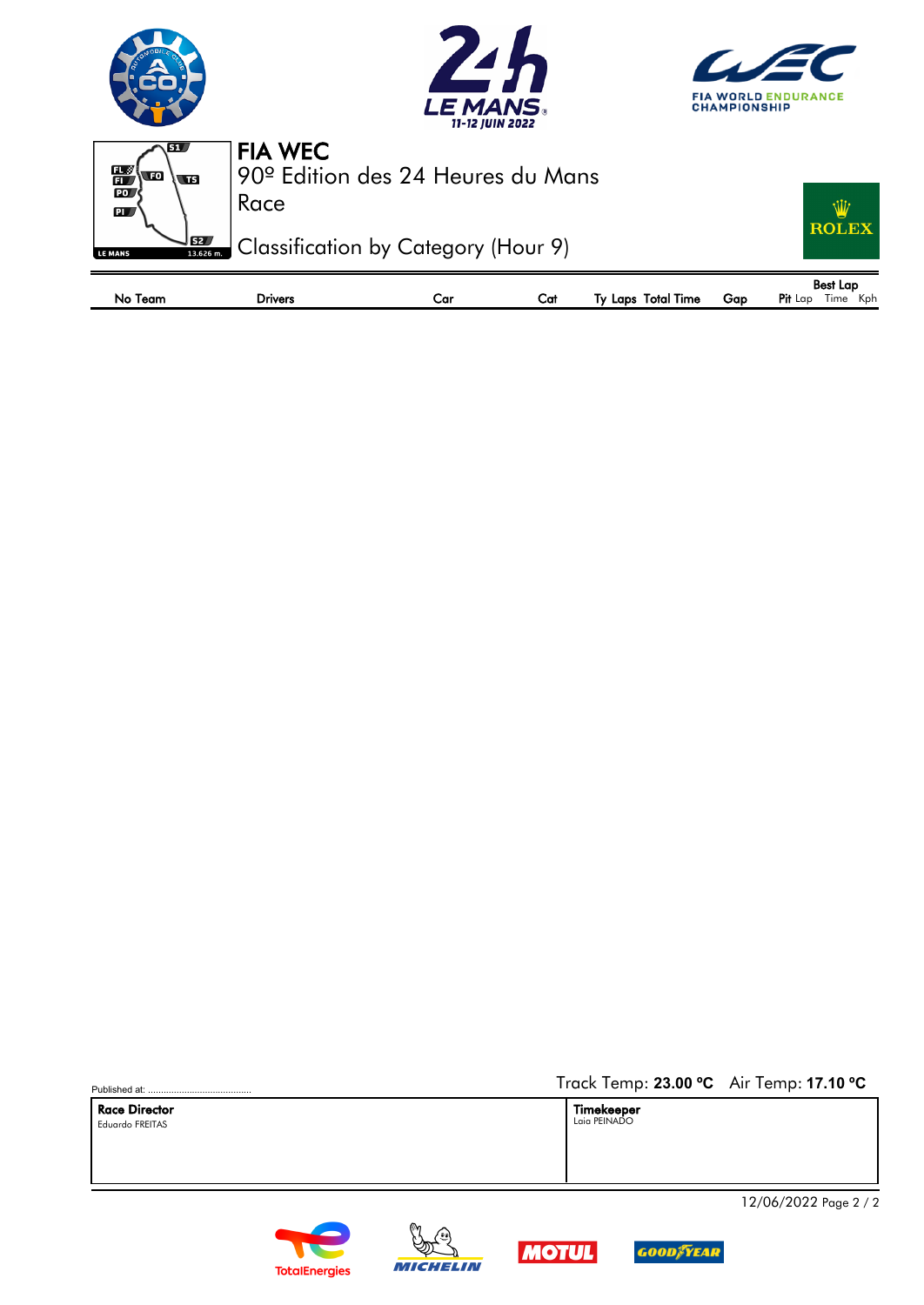# FIA WEC

90º Edition des 24 Heures du Mans

Race

Classification by Category (Hour 9)

| No | Team | Drivers | Car | Cat | Ty | Laps | Total Time | Gap | Pit | Best Lap Lap | Best Lap Time | Best Lap Kph |
|---|---|---|---|---|---|---|---|---|---|---|---|---|

Published at: ........................................

Track Temp: **23.00 ºC** Air Temp: **17.10 ºC**

| **Race Director** | **Timekeeper** |
|---|---|
| Eduardo FREITAS | Laia PEINADO |

12/06/2022